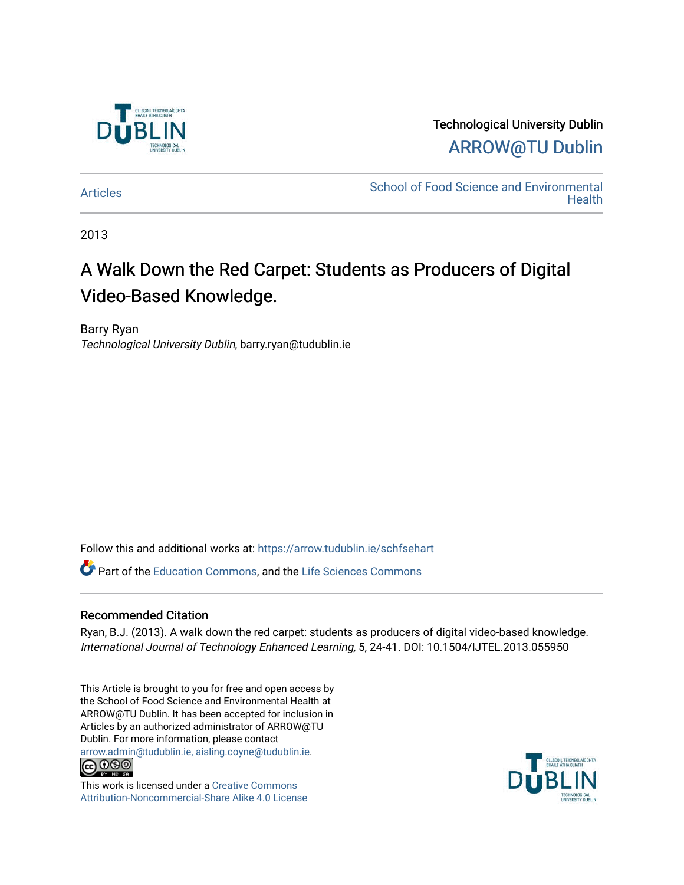Technological University Dublin

ARROW@TU Dublin

Articles

School of Food Science and Environmental Health

2013

# A Walk Down the Red Carpet: Students as Producers of Digital Video-Based Knowledge.

Barry Ryan
*Technological University Dublin*, barry.ryan@tudublin.ie

Follow this and additional works at: https://arrow.tudublin.ie/schfsehart

Part of the Education Commons, and the Life Sciences Commons

## Recommended Citation

Ryan, B.J. (2013). A walk down the red carpet: students as producers of digital video-based knowledge. *International Journal of Technology Enhanced Learning,* 5, 24-41. DOI: 10.1504/IJTEL.2013.055950

This Article is brought to you for free and open access by the School of Food Science and Environmental Health at ARROW@TU Dublin. It has been accepted for inclusion in Articles by an authorized administrator of ARROW@TU Dublin. For more information, please contact arrow.admin@tudublin.ie, aisling.coyne@tudublin.ie.

This work is licensed under a Creative Commons Attribution-Noncommercial-Share Alike 4.0 License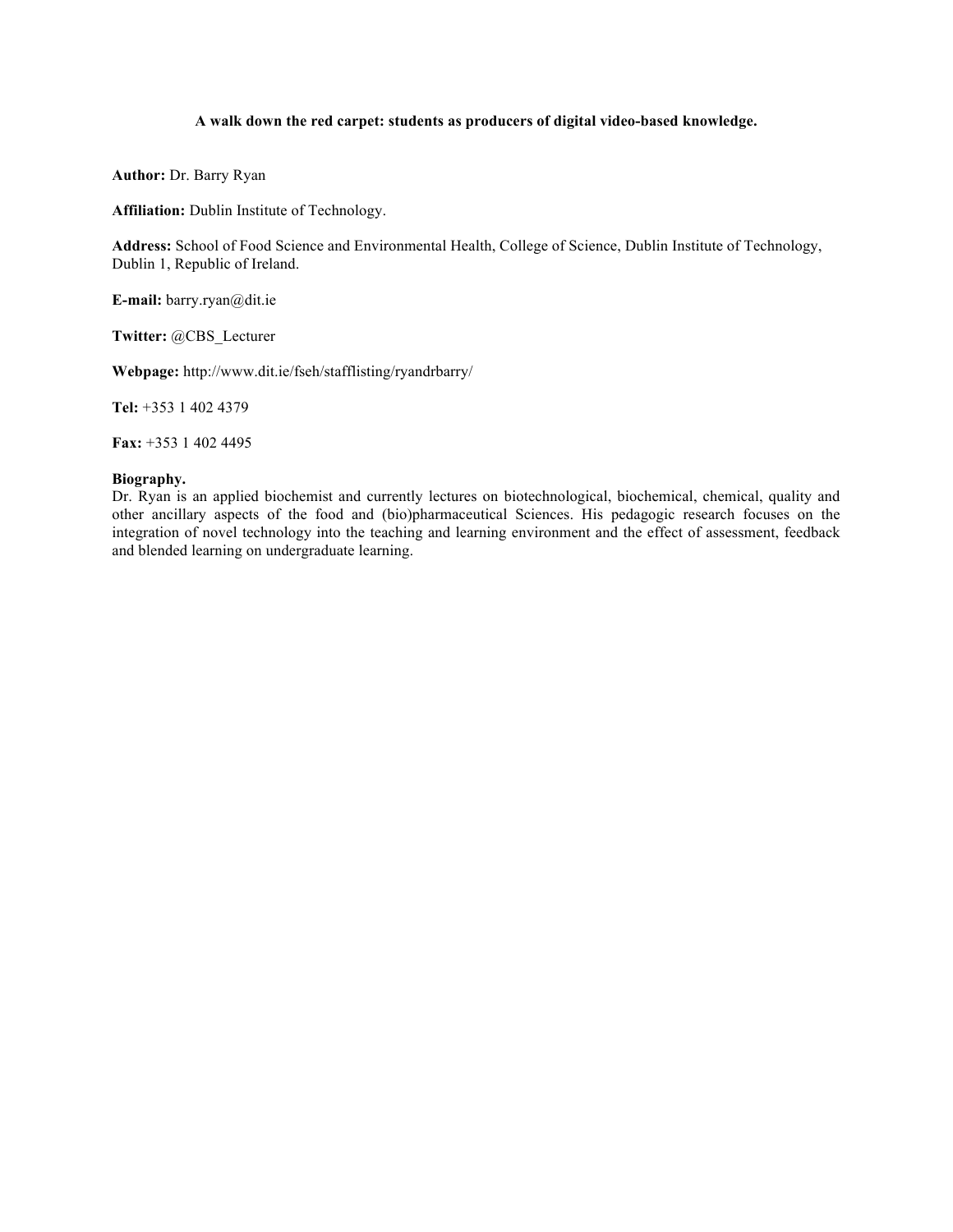**A walk down the red carpet: students as producers of digital video-based knowledge.**

**Author:** Dr. Barry Ryan

**Affiliation:** Dublin Institute of Technology.

**Address:** School of Food Science and Environmental Health, College of Science, Dublin Institute of Technology, Dublin 1, Republic of Ireland.

**E-mail:** barry.ryan@dit.ie

**Twitter:** @CBS_Lecturer

**Webpage:** http://www.dit.ie/fseh/stafflisting/ryandrbarry/

**Tel:** +353 1 402 4379

**Fax:** +353 1 402 4495

**Biography.**

Dr. Ryan is an applied biochemist and currently lectures on biotechnological, biochemical, chemical, quality and other ancillary aspects of the food and (bio)pharmaceutical Sciences. His pedagogic research focuses on the integration of novel technology into the teaching and learning environment and the effect of assessment, feedback and blended learning on undergraduate learning.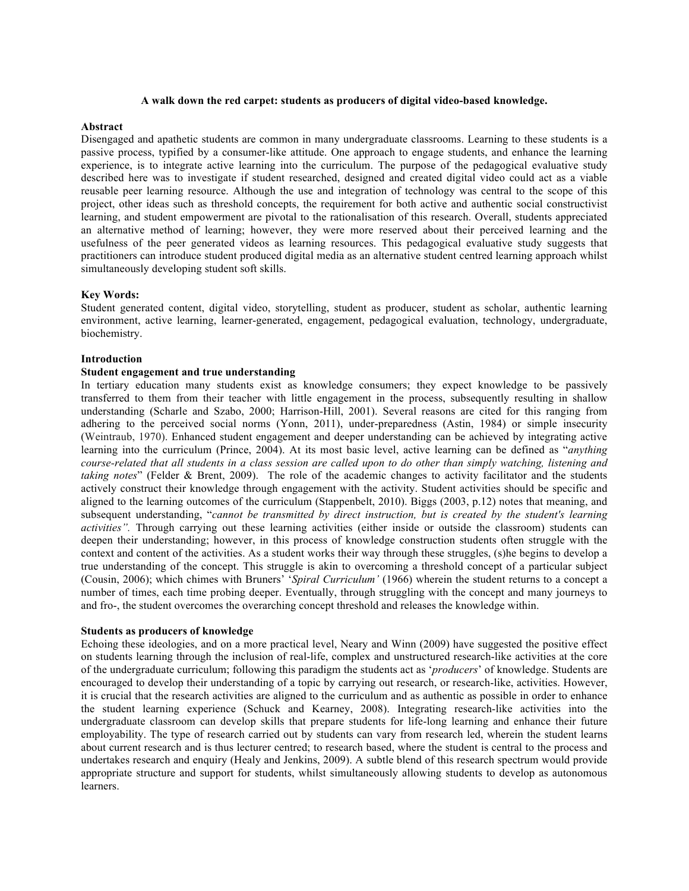**A walk down the red carpet: students as producers of digital video-based knowledge.**

**Abstract**

Disengaged and apathetic students are common in many undergraduate classrooms. Learning to these students is a passive process, typified by a consumer-like attitude. One approach to engage students, and enhance the learning experience, is to integrate active learning into the curriculum. The purpose of the pedagogical evaluative study described here was to investigate if student researched, designed and created digital video could act as a viable reusable peer learning resource. Although the use and integration of technology was central to the scope of this project, other ideas such as threshold concepts, the requirement for both active and authentic social constructivist learning, and student empowerment are pivotal to the rationalisation of this research. Overall, students appreciated an alternative method of learning; however, they were more reserved about their perceived learning and the usefulness of the peer generated videos as learning resources. This pedagogical evaluative study suggests that practitioners can introduce student produced digital media as an alternative student centred learning approach whilst simultaneously developing student soft skills.

**Key Words:**

Student generated content, digital video, storytelling, student as producer, student as scholar, authentic learning environment, active learning, learner-generated, engagement, pedagogical evaluation, technology, undergraduate, biochemistry.

## Introduction

### Student engagement and true understanding

In tertiary education many students exist as knowledge consumers; they expect knowledge to be passively transferred to them from their teacher with little engagement in the process, subsequently resulting in shallow understanding (Scharle and Szabo, 2000; Harrison-Hill, 2001). Several reasons are cited for this ranging from adhering to the perceived social norms (Yonn, 2011), under-preparedness (Astin, 1984) or simple insecurity (Weintraub, 1970). Enhanced student engagement and deeper understanding can be achieved by integrating active learning into the curriculum (Prince, 2004). At its most basic level, active learning can be defined as "*anything course-related that all students in a class session are called upon to do other than simply watching, listening and taking notes*" (Felder & Brent, 2009). The role of the academic changes to activity facilitator and the students actively construct their knowledge through engagement with the activity. Student activities should be specific and aligned to the learning outcomes of the curriculum (Stappenbelt, 2010). Biggs (2003, p.12) notes that meaning, and subsequent understanding, "*cannot be transmitted by direct instruction, but is created by the student's learning activities".* Through carrying out these learning activities (either inside or outside the classroom) students can deepen their understanding; however, in this process of knowledge construction students often struggle with the context and content of the activities. As a student works their way through these struggles, (s)he begins to develop a true understanding of the concept. This struggle is akin to overcoming a threshold concept of a particular subject (Cousin, 2006); which chimes with Bruners' '*Spiral Curriculum'* (1966) wherein the student returns to a concept a number of times, each time probing deeper. Eventually, through struggling with the concept and many journeys to and fro-, the student overcomes the overarching concept threshold and releases the knowledge within.

### Students as producers of knowledge

Echoing these ideologies, and on a more practical level, Neary and Winn (2009) have suggested the positive effect on students learning through the inclusion of real-life, complex and unstructured research-like activities at the core of the undergraduate curriculum; following this paradigm the students act as '*producers*' of knowledge. Students are encouraged to develop their understanding of a topic by carrying out research, or research-like, activities. However, it is crucial that the research activities are aligned to the curriculum and as authentic as possible in order to enhance the student learning experience (Schuck and Kearney, 2008). Integrating research-like activities into the undergraduate classroom can develop skills that prepare students for life-long learning and enhance their future employability. The type of research carried out by students can vary from research led, wherein the student learns about current research and is thus lecturer centred; to research based, where the student is central to the process and undertakes research and enquiry (Healy and Jenkins, 2009). A subtle blend of this research spectrum would provide appropriate structure and support for students, whilst simultaneously allowing students to develop as autonomous learners.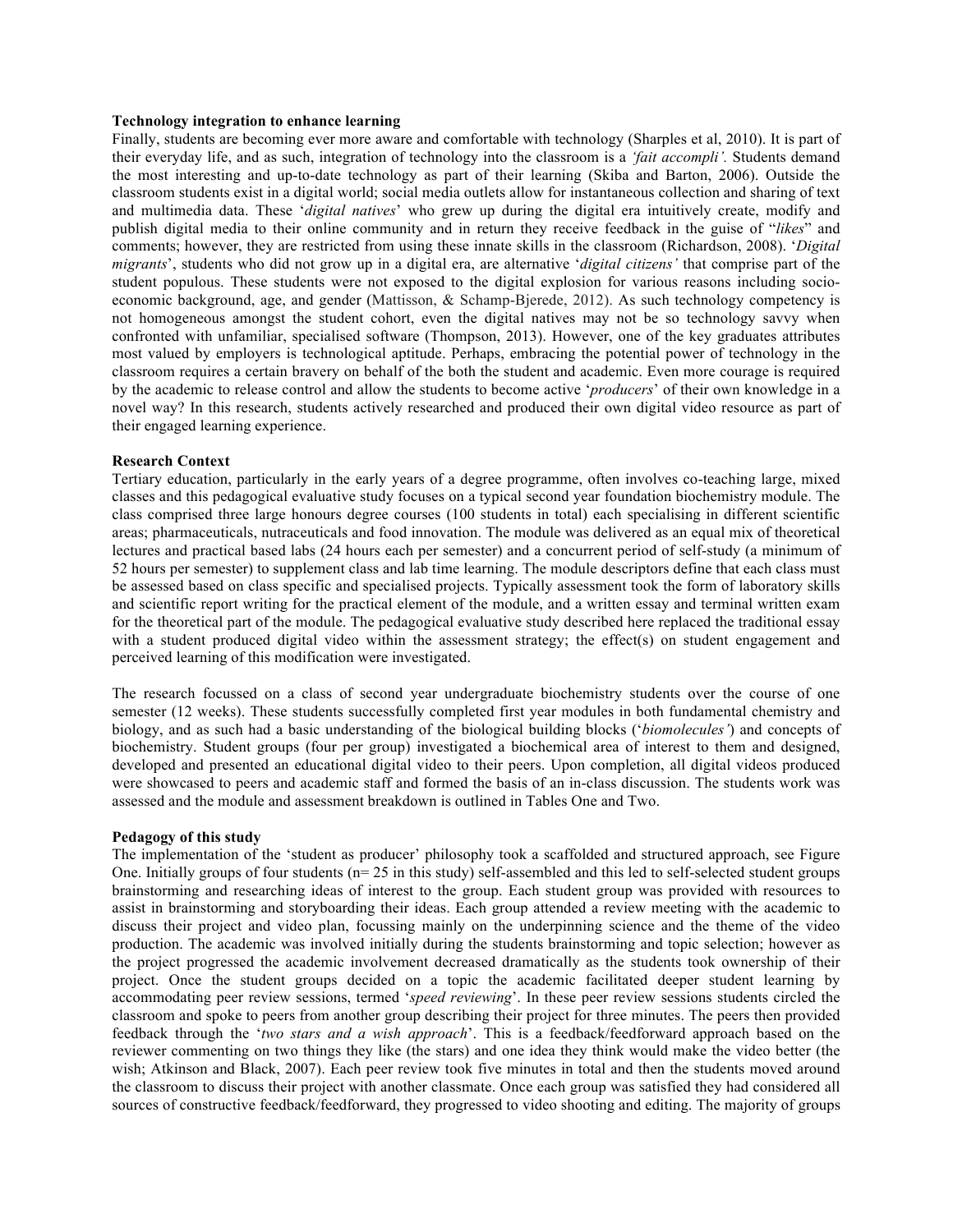**Technology integration to enhance learning**

Finally, students are becoming ever more aware and comfortable with technology (Sharples et al, 2010). It is part of their everyday life, and as such, integration of technology into the classroom is a *'fait accompli'.* Students demand the most interesting and up-to-date technology as part of their learning (Skiba and Barton, 2006). Outside the classroom students exist in a digital world; social media outlets allow for instantaneous collection and sharing of text and multimedia data. These '*digital natives*' who grew up during the digital era intuitively create, modify and publish digital media to their online community and in return they receive feedback in the guise of "*likes*" and comments; however, they are restricted from using these innate skills in the classroom (Richardson, 2008). '*Digital migrants*', students who did not grow up in a digital era, are alternative '*digital citizens'* that comprise part of the student populous. These students were not exposed to the digital explosion for various reasons including socio-economic background, age, and gender (Mattisson, & Schamp-Bjerede, 2012). As such technology competency is not homogeneous amongst the student cohort, even the digital natives may not be so technology savvy when confronted with unfamiliar, specialised software (Thompson, 2013). However, one of the key graduates attributes most valued by employers is technological aptitude. Perhaps, embracing the potential power of technology in the classroom requires a certain bravery on behalf of the both the student and academic. Even more courage is required by the academic to release control and allow the students to become active '*producers*' of their own knowledge in a novel way? In this research, students actively researched and produced their own digital video resource as part of their engaged learning experience.

**Research Context**

Tertiary education, particularly in the early years of a degree programme, often involves co-teaching large, mixed classes and this pedagogical evaluative study focuses on a typical second year foundation biochemistry module. The class comprised three large honours degree courses (100 students in total) each specialising in different scientific areas; pharmaceuticals, nutraceuticals and food innovation. The module was delivered as an equal mix of theoretical lectures and practical based labs (24 hours each per semester) and a concurrent period of self-study (a minimum of 52 hours per semester) to supplement class and lab time learning. The module descriptors define that each class must be assessed based on class specific and specialised projects. Typically assessment took the form of laboratory skills and scientific report writing for the practical element of the module, and a written essay and terminal written exam for the theoretical part of the module. The pedagogical evaluative study described here replaced the traditional essay with a student produced digital video within the assessment strategy; the effect(s) on student engagement and perceived learning of this modification were investigated.

The research focussed on a class of second year undergraduate biochemistry students over the course of one semester (12 weeks). These students successfully completed first year modules in both fundamental chemistry and biology, and as such had a basic understanding of the biological building blocks ('*biomolecules'*) and concepts of biochemistry. Student groups (four per group) investigated a biochemical area of interest to them and designed, developed and presented an educational digital video to their peers. Upon completion, all digital videos produced were showcased to peers and academic staff and formed the basis of an in-class discussion. The students work was assessed and the module and assessment breakdown is outlined in Tables One and Two.

**Pedagogy of this study**

The implementation of the 'student as producer' philosophy took a scaffolded and structured approach, see Figure One. Initially groups of four students (n= 25 in this study) self-assembled and this led to self-selected student groups brainstorming and researching ideas of interest to the group. Each student group was provided with resources to assist in brainstorming and storyboarding their ideas. Each group attended a review meeting with the academic to discuss their project and video plan, focussing mainly on the underpinning science and the theme of the video production. The academic was involved initially during the students brainstorming and topic selection; however as the project progressed the academic involvement decreased dramatically as the students took ownership of their project. Once the student groups decided on a topic the academic facilitated deeper student learning by accommodating peer review sessions, termed '*speed reviewing*'. In these peer review sessions students circled the classroom and spoke to peers from another group describing their project for three minutes. The peers then provided feedback through the '*two stars and a wish approach*'. This is a feedback/feedforward approach based on the reviewer commenting on two things they like (the stars) and one idea they think would make the video better (the wish; Atkinson and Black, 2007). Each peer review took five minutes in total and then the students moved around the classroom to discuss their project with another classmate. Once each group was satisfied they had considered all sources of constructive feedback/feedforward, they progressed to video shooting and editing. The majority of groups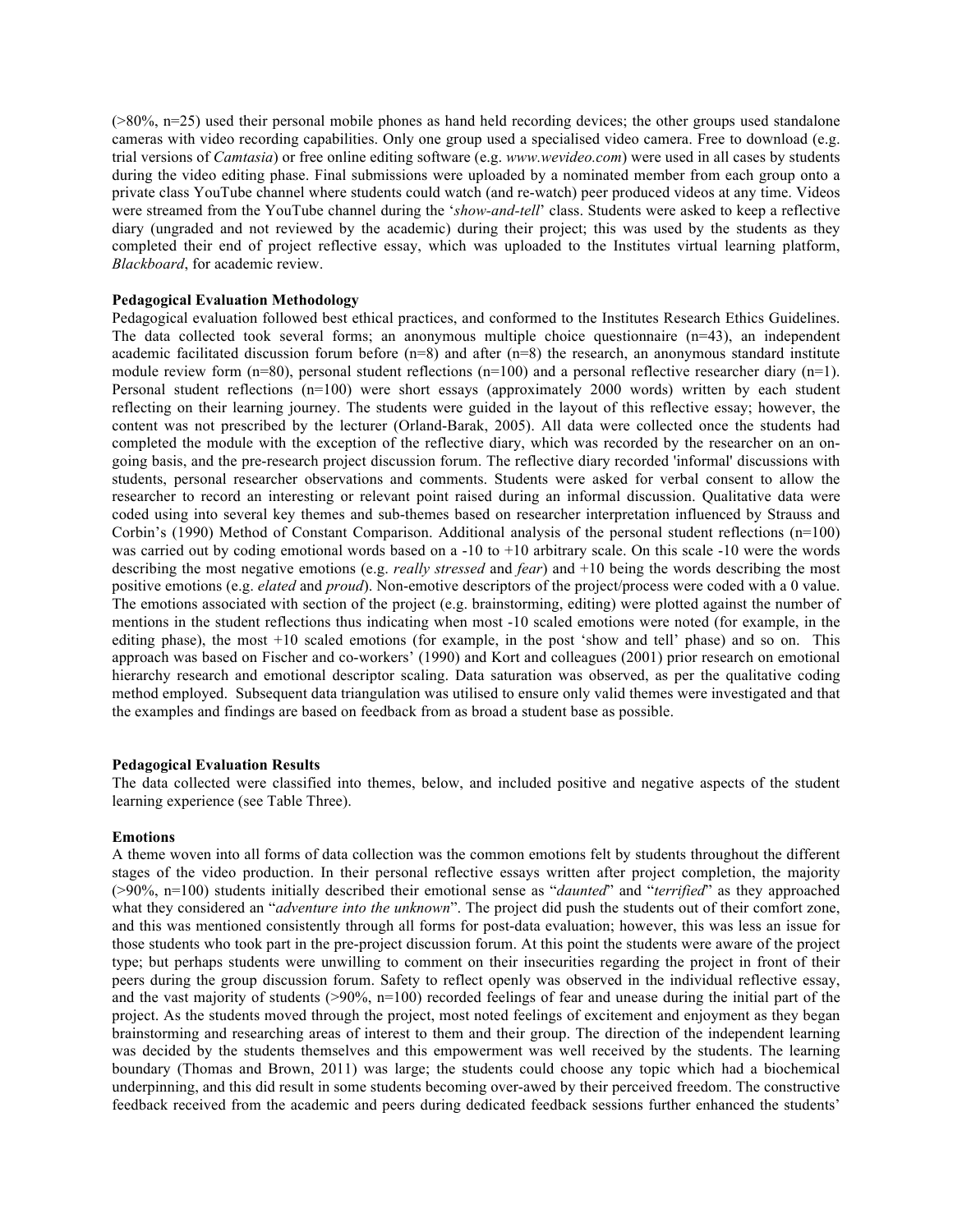(>80%, n=25) used their personal mobile phones as hand held recording devices; the other groups used standalone cameras with video recording capabilities. Only one group used a specialised video camera. Free to download (e.g. trial versions of *Camtasia*) or free online editing software (e.g. *www.wevideo.com*) were used in all cases by students during the video editing phase. Final submissions were uploaded by a nominated member from each group onto a private class YouTube channel where students could watch (and re-watch) peer produced videos at any time. Videos were streamed from the YouTube channel during the '*show-and-tell*' class. Students were asked to keep a reflective diary (ungraded and not reviewed by the academic) during their project; this was used by the students as they completed their end of project reflective essay, which was uploaded to the Institutes virtual learning platform, *Blackboard*, for academic review.

**Pedagogical Evaluation Methodology**

Pedagogical evaluation followed best ethical practices, and conformed to the Institutes Research Ethics Guidelines. The data collected took several forms; an anonymous multiple choice questionnaire (n=43), an independent academic facilitated discussion forum before (n=8) and after (n=8) the research, an anonymous standard institute module review form (n=80), personal student reflections (n=100) and a personal reflective researcher diary (n=1). Personal student reflections (n=100) were short essays (approximately 2000 words) written by each student reflecting on their learning journey. The students were guided in the layout of this reflective essay; however, the content was not prescribed by the lecturer (Orland-Barak, 2005). All data were collected once the students had completed the module with the exception of the reflective diary, which was recorded by the researcher on an on-going basis, and the pre-research project discussion forum. The reflective diary recorded 'informal' discussions with students, personal researcher observations and comments. Students were asked for verbal consent to allow the researcher to record an interesting or relevant point raised during an informal discussion. Qualitative data were coded using into several key themes and sub-themes based on researcher interpretation influenced by Strauss and Corbin's (1990) Method of Constant Comparison. Additional analysis of the personal student reflections (n=100) was carried out by coding emotional words based on a -10 to +10 arbitrary scale. On this scale -10 were the words describing the most negative emotions (e.g. *really stressed* and *fear*) and +10 being the words describing the most positive emotions (e.g. *elated* and *proud*). Non-emotive descriptors of the project/process were coded with a 0 value. The emotions associated with section of the project (e.g. brainstorming, editing) were plotted against the number of mentions in the student reflections thus indicating when most -10 scaled emotions were noted (for example, in the editing phase), the most +10 scaled emotions (for example, in the post 'show and tell' phase) and so on. This approach was based on Fischer and co-workers' (1990) and Kort and colleagues (2001) prior research on emotional hierarchy research and emotional descriptor scaling. Data saturation was observed, as per the qualitative coding method employed. Subsequent data triangulation was utilised to ensure only valid themes were investigated and that the examples and findings are based on feedback from as broad a student base as possible.

**Pedagogical Evaluation Results**

The data collected were classified into themes, below, and included positive and negative aspects of the student learning experience (see Table Three).

**Emotions**

A theme woven into all forms of data collection was the common emotions felt by students throughout the different stages of the video production. In their personal reflective essays written after project completion, the majority (>90%, n=100) students initially described their emotional sense as "*daunted*" and "*terrified*" as they approached what they considered an "*adventure into the unknown*". The project did push the students out of their comfort zone, and this was mentioned consistently through all forms for post-data evaluation; however, this was less an issue for those students who took part in the pre-project discussion forum. At this point the students were aware of the project type; but perhaps students were unwilling to comment on their insecurities regarding the project in front of their peers during the group discussion forum. Safety to reflect openly was observed in the individual reflective essay, and the vast majority of students (>90%, n=100) recorded feelings of fear and unease during the initial part of the project. As the students moved through the project, most noted feelings of excitement and enjoyment as they began brainstorming and researching areas of interest to them and their group. The direction of the independent learning was decided by the students themselves and this empowerment was well received by the students. The learning boundary (Thomas and Brown, 2011) was large; the students could choose any topic which had a biochemical underpinning, and this did result in some students becoming over-awed by their perceived freedom. The constructive feedback received from the academic and peers during dedicated feedback sessions further enhanced the students'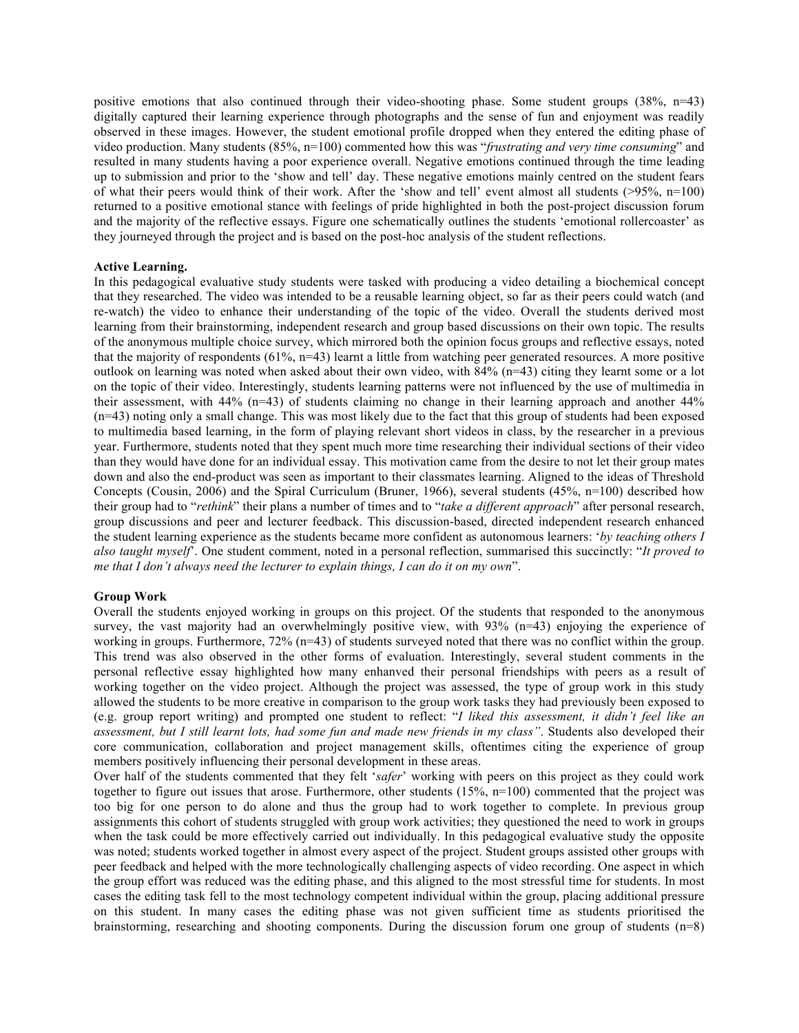positive emotions that also continued through their video-shooting phase. Some student groups (38%, n=43) digitally captured their learning experience through photographs and the sense of fun and enjoyment was readily observed in these images. However, the student emotional profile dropped when they entered the editing phase of video production. Many students (85%, n=100) commented how this was "*frustrating and very time consuming*" and resulted in many students having a poor experience overall. Negative emotions continued through the time leading up to submission and prior to the 'show and tell' day. These negative emotions mainly centred on the student fears of what their peers would think of their work. After the 'show and tell' event almost all students (>95%, n=100) returned to a positive emotional stance with feelings of pride highlighted in both the post-project discussion forum and the majority of the reflective essays. Figure one schematically outlines the students 'emotional rollercoaster' as they journeyed through the project and is based on the post-hoc analysis of the student reflections.

**Active Learning.**

In this pedagogical evaluative study students were tasked with producing a video detailing a biochemical concept that they researched. The video was intended to be a reusable learning object, so far as their peers could watch (and re-watch) the video to enhance their understanding of the topic of the video. Overall the students derived most learning from their brainstorming, independent research and group based discussions on their own topic. The results of the anonymous multiple choice survey, which mirrored both the opinion focus groups and reflective essays, noted that the majority of respondents (61%, n=43) learnt a little from watching peer generated resources. A more positive outlook on learning was noted when asked about their own video, with 84% (n=43) citing they learnt some or a lot on the topic of their video. Interestingly, students learning patterns were not influenced by the use of multimedia in their assessment, with 44% (n=43) of students claiming no change in their learning approach and another 44% (n=43) noting only a small change. This was most likely due to the fact that this group of students had been exposed to multimedia based learning, in the form of playing relevant short videos in class, by the researcher in a previous year. Furthermore, students noted that they spent much more time researching their individual sections of their video than they would have done for an individual essay. This motivation came from the desire to not let their group mates down and also the end-product was seen as important to their classmates learning. Aligned to the ideas of Threshold Concepts (Cousin, 2006) and the Spiral Curriculum (Bruner, 1966), several students (45%, n=100) described how their group had to "*rethink*" their plans a number of times and to "*take a different approach*" after personal research, group discussions and peer and lecturer feedback. This discussion-based, directed independent research enhanced the student learning experience as the students became more confident as autonomous learners: '*by teaching others I also taught myself*'. One student comment, noted in a personal reflection, summarised this succinctly: "*It proved to me that I don't always need the lecturer to explain things, I can do it on my own*".

**Group Work**

Overall the students enjoyed working in groups on this project. Of the students that responded to the anonymous survey, the vast majority had an overwhelmingly positive view, with 93% (n=43) enjoying the experience of working in groups. Furthermore, 72% (n=43) of students surveyed noted that there was no conflict within the group. This trend was also observed in the other forms of evaluation. Interestingly, several student comments in the personal reflective essay highlighted how many enhanved their personal friendships with peers as a result of working together on the video project. Although the project was assessed, the type of group work in this study allowed the students to be more creative in comparison to the group work tasks they had previously been exposed to (e.g. group report writing) and prompted one student to reflect: "*I liked this assessment, it didn't feel like an assessment, but I still learnt lots, had some fun and made new friends in my class"*. Students also developed their core communication, collaboration and project management skills, oftentimes citing the experience of group members positively influencing their personal development in these areas.

Over half of the students commented that they felt '*safer*' working with peers on this project as they could work together to figure out issues that arose. Furthermore, other students (15%, n=100) commented that the project was too big for one person to do alone and thus the group had to work together to complete. In previous group assignments this cohort of students struggled with group work activities; they questioned the need to work in groups when the task could be more effectively carried out individually. In this pedagogical evaluative study the opposite was noted; students worked together in almost every aspect of the project. Student groups assisted other groups with peer feedback and helped with the more technologically challenging aspects of video recording. One aspect in which the group effort was reduced was the editing phase, and this aligned to the most stressful time for students. In most cases the editing task fell to the most technology competent individual within the group, placing additional pressure on this student. In many cases the editing phase was not given sufficient time as students prioritised the brainstorming, researching and shooting components. During the discussion forum one group of students (n=8)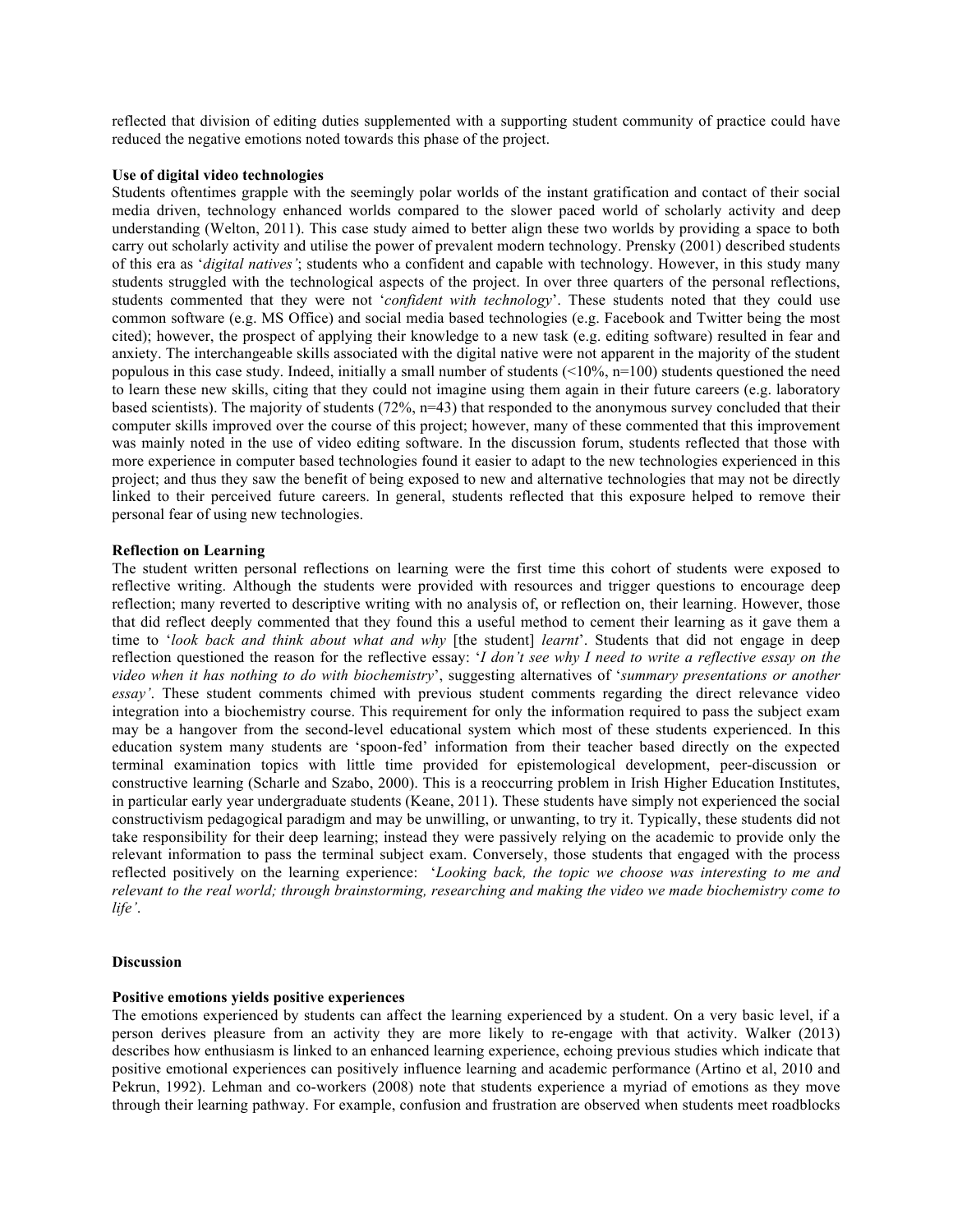reflected that division of editing duties supplemented with a supporting student community of practice could have reduced the negative emotions noted towards this phase of the project.

**Use of digital video technologies**

Students oftentimes grapple with the seemingly polar worlds of the instant gratification and contact of their social media driven, technology enhanced worlds compared to the slower paced world of scholarly activity and deep understanding (Welton, 2011). This case study aimed to better align these two worlds by providing a space to both carry out scholarly activity and utilise the power of prevalent modern technology. Prensky (2001) described students of this era as '*digital natives'*; students who a confident and capable with technology. However, in this study many students struggled with the technological aspects of the project. In over three quarters of the personal reflections, students commented that they were not '*confident with technology*'. These students noted that they could use common software (e.g. MS Office) and social media based technologies (e.g. Facebook and Twitter being the most cited); however, the prospect of applying their knowledge to a new task (e.g. editing software) resulted in fear and anxiety. The interchangeable skills associated with the digital native were not apparent in the majority of the student populous in this case study. Indeed, initially a small number of students (<10%, n=100) students questioned the need to learn these new skills, citing that they could not imagine using them again in their future careers (e.g. laboratory based scientists). The majority of students (72%, n=43) that responded to the anonymous survey concluded that their computer skills improved over the course of this project; however, many of these commented that this improvement was mainly noted in the use of video editing software. In the discussion forum, students reflected that those with more experience in computer based technologies found it easier to adapt to the new technologies experienced in this project; and thus they saw the benefit of being exposed to new and alternative technologies that may not be directly linked to their perceived future careers. In general, students reflected that this exposure helped to remove their personal fear of using new technologies.

**Reflection on Learning**

The student written personal reflections on learning were the first time this cohort of students were exposed to reflective writing. Although the students were provided with resources and trigger questions to encourage deep reflection; many reverted to descriptive writing with no analysis of, or reflection on, their learning. However, those that did reflect deeply commented that they found this a useful method to cement their learning as it gave them a time to '*look back and think about what and why* [the student] *learnt*'. Students that did not engage in deep reflection questioned the reason for the reflective essay: '*I don't see why I need to write a reflective essay on the video when it has nothing to do with biochemistry*', suggesting alternatives of '*summary presentations or another essay'*. These student comments chimed with previous student comments regarding the direct relevance video integration into a biochemistry course. This requirement for only the information required to pass the subject exam may be a hangover from the second-level educational system which most of these students experienced. In this education system many students are 'spoon-fed' information from their teacher based directly on the expected terminal examination topics with little time provided for epistemological development, peer-discussion or constructive learning (Scharle and Szabo, 2000). This is a reoccurring problem in Irish Higher Education Institutes, in particular early year undergraduate students (Keane, 2011). These students have simply not experienced the social constructivism pedagogical paradigm and may be unwilling, or unwanting, to try it. Typically, these students did not take responsibility for their deep learning; instead they were passively relying on the academic to provide only the relevant information to pass the terminal subject exam. Conversely, those students that engaged with the process reflected positively on the learning experience: '*Looking back, the topic we choose was interesting to me and relevant to the real world; through brainstorming, researching and making the video we made biochemistry come to life'*.

## Discussion

**Positive emotions yields positive experiences**

The emotions experienced by students can affect the learning experienced by a student. On a very basic level, if a person derives pleasure from an activity they are more likely to re-engage with that activity. Walker (2013) describes how enthusiasm is linked to an enhanced learning experience, echoing previous studies which indicate that positive emotional experiences can positively influence learning and academic performance (Artino et al, 2010 and Pekrun, 1992). Lehman and co-workers (2008) note that students experience a myriad of emotions as they move through their learning pathway. For example, confusion and frustration are observed when students meet roadblocks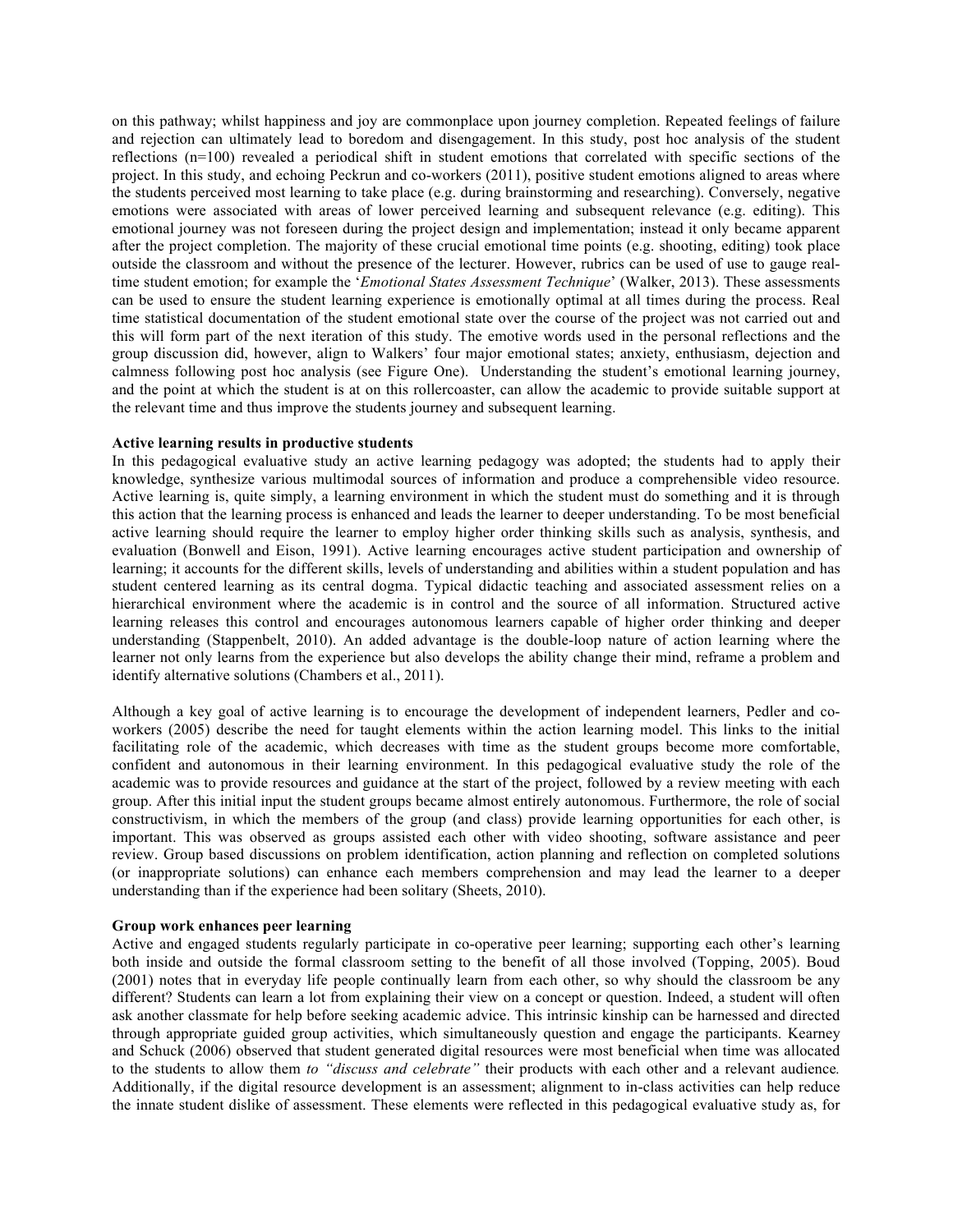on this pathway; whilst happiness and joy are commonplace upon journey completion. Repeated feelings of failure and rejection can ultimately lead to boredom and disengagement. In this study, post hoc analysis of the student reflections (n=100) revealed a periodical shift in student emotions that correlated with specific sections of the project. In this study, and echoing Peckrun and co-workers (2011), positive student emotions aligned to areas where the students perceived most learning to take place (e.g. during brainstorming and researching). Conversely, negative emotions were associated with areas of lower perceived learning and subsequent relevance (e.g. editing). This emotional journey was not foreseen during the project design and implementation; instead it only became apparent after the project completion. The majority of these crucial emotional time points (e.g. shooting, editing) took place outside the classroom and without the presence of the lecturer. However, rubrics can be used of use to gauge real-time student emotion; for example the '*Emotional States Assessment Technique*' (Walker, 2013). These assessments can be used to ensure the student learning experience is emotionally optimal at all times during the process. Real time statistical documentation of the student emotional state over the course of the project was not carried out and this will form part of the next iteration of this study. The emotive words used in the personal reflections and the group discussion did, however, align to Walkers' four major emotional states; anxiety, enthusiasm, dejection and calmness following post hoc analysis (see Figure One). Understanding the student's emotional learning journey, and the point at which the student is at on this rollercoaster, can allow the academic to provide suitable support at the relevant time and thus improve the students journey and subsequent learning.

**Active learning results in productive students**

In this pedagogical evaluative study an active learning pedagogy was adopted; the students had to apply their knowledge, synthesize various multimodal sources of information and produce a comprehensible video resource. Active learning is, quite simply, a learning environment in which the student must do something and it is through this action that the learning process is enhanced and leads the learner to deeper understanding. To be most beneficial active learning should require the learner to employ higher order thinking skills such as analysis, synthesis, and evaluation (Bonwell and Eison, 1991). Active learning encourages active student participation and ownership of learning; it accounts for the different skills, levels of understanding and abilities within a student population and has student centered learning as its central dogma. Typical didactic teaching and associated assessment relies on a hierarchical environment where the academic is in control and the source of all information. Structured active learning releases this control and encourages autonomous learners capable of higher order thinking and deeper understanding (Stappenbelt, 2010). An added advantage is the double-loop nature of action learning where the learner not only learns from the experience but also develops the ability change their mind, reframe a problem and identify alternative solutions (Chambers et al., 2011).

Although a key goal of active learning is to encourage the development of independent learners, Pedler and co-workers (2005) describe the need for taught elements within the action learning model. This links to the initial facilitating role of the academic, which decreases with time as the student groups become more comfortable, confident and autonomous in their learning environment. In this pedagogical evaluative study the role of the academic was to provide resources and guidance at the start of the project, followed by a review meeting with each group. After this initial input the student groups became almost entirely autonomous. Furthermore, the role of social constructivism, in which the members of the group (and class) provide learning opportunities for each other, is important. This was observed as groups assisted each other with video shooting, software assistance and peer review. Group based discussions on problem identification, action planning and reflection on completed solutions (or inappropriate solutions) can enhance each members comprehension and may lead the learner to a deeper understanding than if the experience had been solitary (Sheets, 2010).

**Group work enhances peer learning**

Active and engaged students regularly participate in co-operative peer learning; supporting each other's learning both inside and outside the formal classroom setting to the benefit of all those involved (Topping, 2005). Boud (2001) notes that in everyday life people continually learn from each other, so why should the classroom be any different? Students can learn a lot from explaining their view on a concept or question. Indeed, a student will often ask another classmate for help before seeking academic advice. This intrinsic kinship can be harnessed and directed through appropriate guided group activities, which simultaneously question and engage the participants. Kearney and Schuck (2006) observed that student generated digital resources were most beneficial when time was allocated to the students to allow them *to "discuss and celebrate"* their products with each other and a relevant audience*.* Additionally, if the digital resource development is an assessment; alignment to in-class activities can help reduce the innate student dislike of assessment. These elements were reflected in this pedagogical evaluative study as, for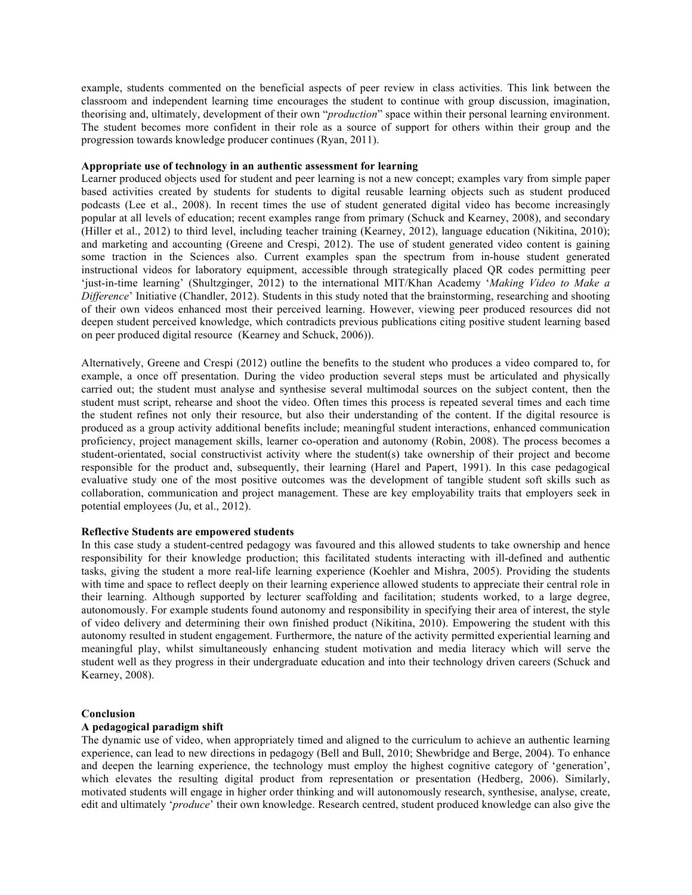example, students commented on the beneficial aspects of peer review in class activities. This link between the classroom and independent learning time encourages the student to continue with group discussion, imagination, theorising and, ultimately, development of their own "*production*" space within their personal learning environment. The student becomes more confident in their role as a source of support for others within their group and the progression towards knowledge producer continues (Ryan, 2011).

**Appropriate use of technology in an authentic assessment for learning**

Learner produced objects used for student and peer learning is not a new concept; examples vary from simple paper based activities created by students for students to digital reusable learning objects such as student produced podcasts (Lee et al., 2008). In recent times the use of student generated digital video has become increasingly popular at all levels of education; recent examples range from primary (Schuck and Kearney, 2008), and secondary (Hiller et al., 2012) to third level, including teacher training (Kearney, 2012), language education (Nikitina, 2010); and marketing and accounting (Greene and Crespi, 2012). The use of student generated video content is gaining some traction in the Sciences also. Current examples span the spectrum from in-house student generated instructional videos for laboratory equipment, accessible through strategically placed QR codes permitting peer 'just-in-time learning' (Shultzginger, 2012) to the international MIT/Khan Academy '*Making Video to Make a Difference*' Initiative (Chandler, 2012). Students in this study noted that the brainstorming, researching and shooting of their own videos enhanced most their perceived learning. However, viewing peer produced resources did not deepen student perceived knowledge, which contradicts previous publications citing positive student learning based on peer produced digital resource (Kearney and Schuck, 2006)).

Alternatively, Greene and Crespi (2012) outline the benefits to the student who produces a video compared to, for example, a once off presentation. During the video production several steps must be articulated and physically carried out; the student must analyse and synthesise several multimodal sources on the subject content, then the student must script, rehearse and shoot the video. Often times this process is repeated several times and each time the student refines not only their resource, but also their understanding of the content. If the digital resource is produced as a group activity additional benefits include; meaningful student interactions, enhanced communication proficiency, project management skills, learner co-operation and autonomy (Robin, 2008). The process becomes a student-orientated, social constructivist activity where the student(s) take ownership of their project and become responsible for the product and, subsequently, their learning (Harel and Papert, 1991). In this case pedagogical evaluative study one of the most positive outcomes was the development of tangible student soft skills such as collaboration, communication and project management. These are key employability traits that employers seek in potential employees (Ju, et al., 2012).

**Reflective Students are empowered students**

In this case study a student-centred pedagogy was favoured and this allowed students to take ownership and hence responsibility for their knowledge production; this facilitated students interacting with ill-defined and authentic tasks, giving the student a more real-life learning experience (Koehler and Mishra, 2005). Providing the students with time and space to reflect deeply on their learning experience allowed students to appreciate their central role in their learning. Although supported by lecturer scaffolding and facilitation; students worked, to a large degree, autonomously. For example students found autonomy and responsibility in specifying their area of interest, the style of video delivery and determining their own finished product (Nikitina, 2010). Empowering the student with this autonomy resulted in student engagement. Furthermore, the nature of the activity permitted experiential learning and meaningful play, whilst simultaneously enhancing student motivation and media literacy which will serve the student well as they progress in their undergraduate education and into their technology driven careers (Schuck and Kearney, 2008).

## Conclusion

**A pedagogical paradigm shift**

The dynamic use of video, when appropriately timed and aligned to the curriculum to achieve an authentic learning experience, can lead to new directions in pedagogy (Bell and Bull, 2010; Shewbridge and Berge, 2004). To enhance and deepen the learning experience, the technology must employ the highest cognitive category of 'generation', which elevates the resulting digital product from representation or presentation (Hedberg, 2006). Similarly, motivated students will engage in higher order thinking and will autonomously research, synthesise, analyse, create, edit and ultimately '*produce*' their own knowledge. Research centred, student produced knowledge can also give the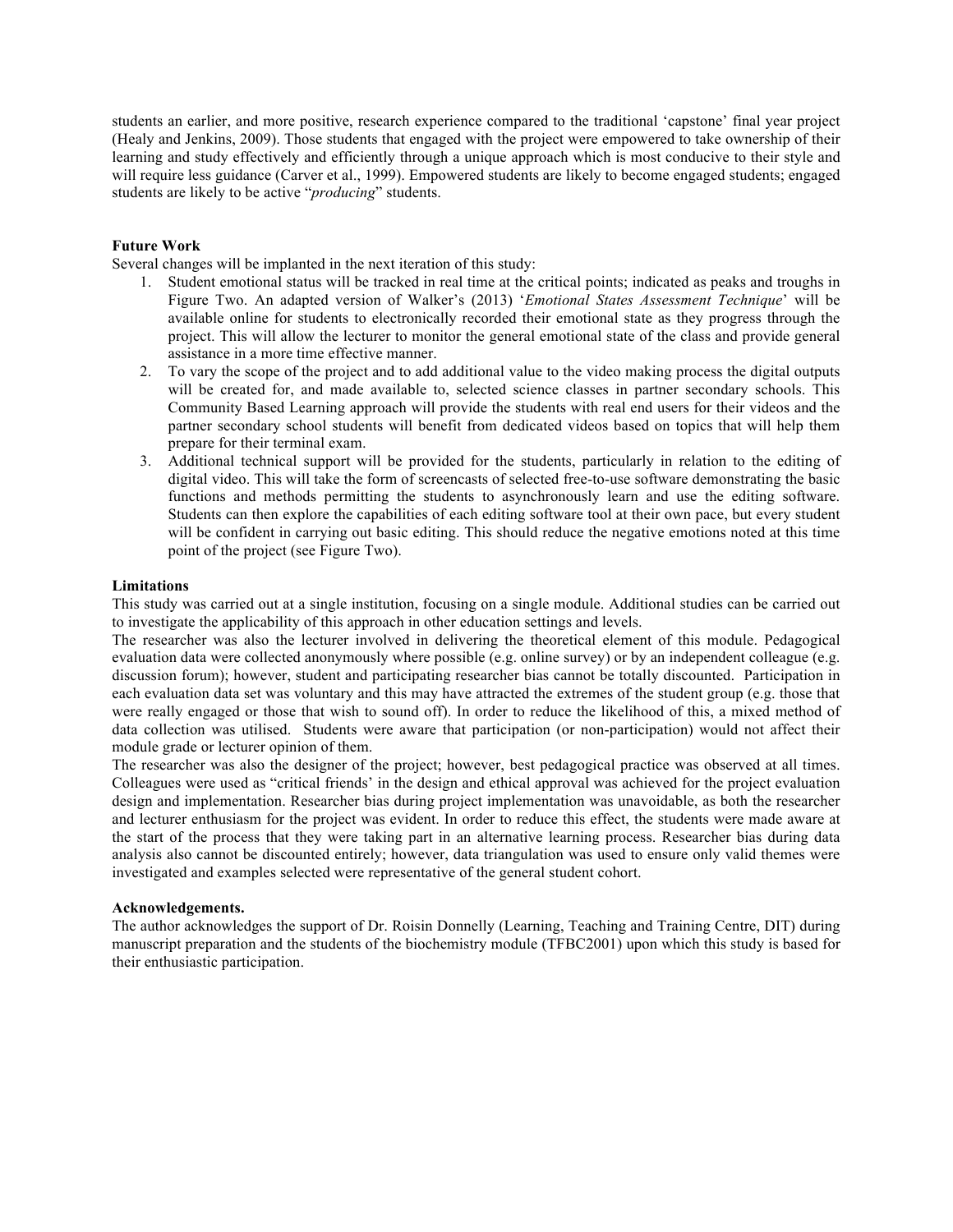students an earlier, and more positive, research experience compared to the traditional 'capstone' final year project (Healy and Jenkins, 2009). Those students that engaged with the project were empowered to take ownership of their learning and study effectively and efficiently through a unique approach which is most conducive to their style and will require less guidance (Carver et al., 1999). Empowered students are likely to become engaged students; engaged students are likely to be active "*producing*" students.

**Future Work**

Several changes will be implanted in the next iteration of this study:

1. Student emotional status will be tracked in real time at the critical points; indicated as peaks and troughs in Figure Two. An adapted version of Walker's (2013) '*Emotional States Assessment Technique*' will be available online for students to electronically recorded their emotional state as they progress through the project. This will allow the lecturer to monitor the general emotional state of the class and provide general assistance in a more time effective manner.
2. To vary the scope of the project and to add additional value to the video making process the digital outputs will be created for, and made available to, selected science classes in partner secondary schools. This Community Based Learning approach will provide the students with real end users for their videos and the partner secondary school students will benefit from dedicated videos based on topics that will help them prepare for their terminal exam.
3. Additional technical support will be provided for the students, particularly in relation to the editing of digital video. This will take the form of screencasts of selected free-to-use software demonstrating the basic functions and methods permitting the students to asynchronously learn and use the editing software. Students can then explore the capabilities of each editing software tool at their own pace, but every student will be confident in carrying out basic editing. This should reduce the negative emotions noted at this time point of the project (see Figure Two).

**Limitations**

This study was carried out at a single institution, focusing on a single module. Additional studies can be carried out to investigate the applicability of this approach in other education settings and levels.

The researcher was also the lecturer involved in delivering the theoretical element of this module. Pedagogical evaluation data were collected anonymously where possible (e.g. online survey) or by an independent colleague (e.g. discussion forum); however, student and participating researcher bias cannot be totally discounted. Participation in each evaluation data set was voluntary and this may have attracted the extremes of the student group (e.g. those that were really engaged or those that wish to sound off). In order to reduce the likelihood of this, a mixed method of data collection was utilised. Students were aware that participation (or non-participation) would not affect their module grade or lecturer opinion of them.

The researcher was also the designer of the project; however, best pedagogical practice was observed at all times. Colleagues were used as "critical friends' in the design and ethical approval was achieved for the project evaluation design and implementation. Researcher bias during project implementation was unavoidable, as both the researcher and lecturer enthusiasm for the project was evident. In order to reduce this effect, the students were made aware at the start of the process that they were taking part in an alternative learning process. Researcher bias during data analysis also cannot be discounted entirely; however, data triangulation was used to ensure only valid themes were investigated and examples selected were representative of the general student cohort.

**Acknowledgements.**

The author acknowledges the support of Dr. Roisin Donnelly (Learning, Teaching and Training Centre, DIT) during manuscript preparation and the students of the biochemistry module (TFBC2001) upon which this study is based for their enthusiastic participation.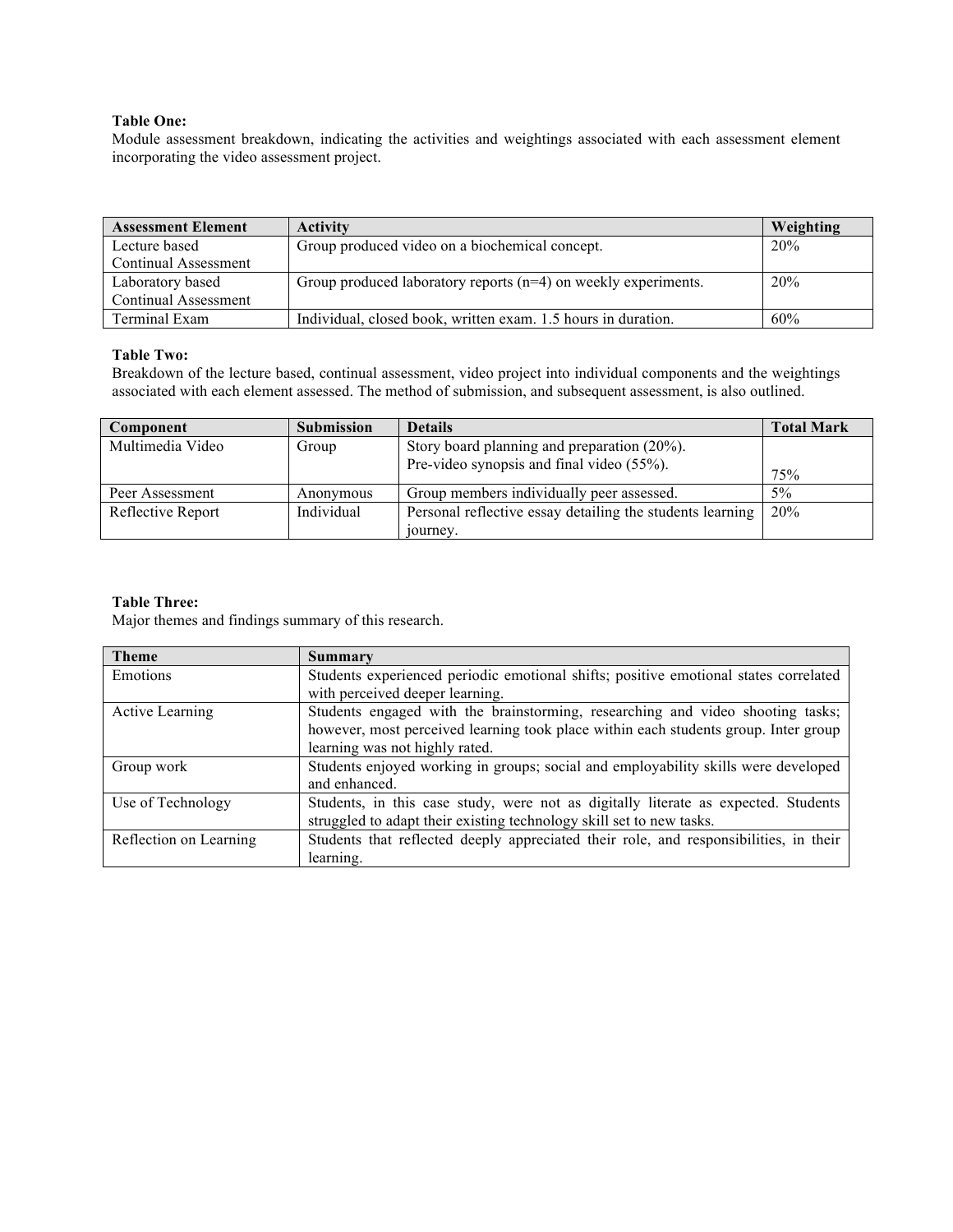**Table One:**
Module assessment breakdown, indicating the activities and weightings associated with each assessment element incorporating the video assessment project.

| Assessment Element | Activity | Weighting |
| --- | --- | --- |
| Lecture based Continual Assessment | Group produced video on a biochemical concept. | 20% |
| Laboratory based Continual Assessment | Group produced laboratory reports (n=4) on weekly experiments. | 20% |
| Terminal Exam | Individual, closed book, written exam. 1.5 hours in duration. | 60% |

**Table Two:**
Breakdown of the lecture based, continual assessment, video project into individual components and the weightings associated with each element assessed. The method of submission, and subsequent assessment, is also outlined.

| Component | Submission | Details | Total Mark |
| --- | --- | --- | --- |
| Multimedia Video | Group | Story board planning and preparation (20%). Pre-video synopsis and final video (55%). | 75% |
| Peer Assessment | Anonymous | Group members individually peer assessed. | 5% |
| Reflective Report | Individual | Personal reflective essay detailing the students learning journey. | 20% |

**Table Three:**
Major themes and findings summary of this research.

| Theme | Summary |
| --- | --- |
| Emotions | Students experienced periodic emotional shifts; positive emotional states correlated with perceived deeper learning. |
| Active Learning | Students engaged with the brainstorming, researching and video shooting tasks; however, most perceived learning took place within each students group. Inter group learning was not highly rated. |
| Group work | Students enjoyed working in groups; social and employability skills were developed and enhanced. |
| Use of Technology | Students, in this case study, were not as digitally literate as expected. Students struggled to adapt their existing technology skill set to new tasks. |
| Reflection on Learning | Students that reflected deeply appreciated their role, and responsibilities, in their learning. |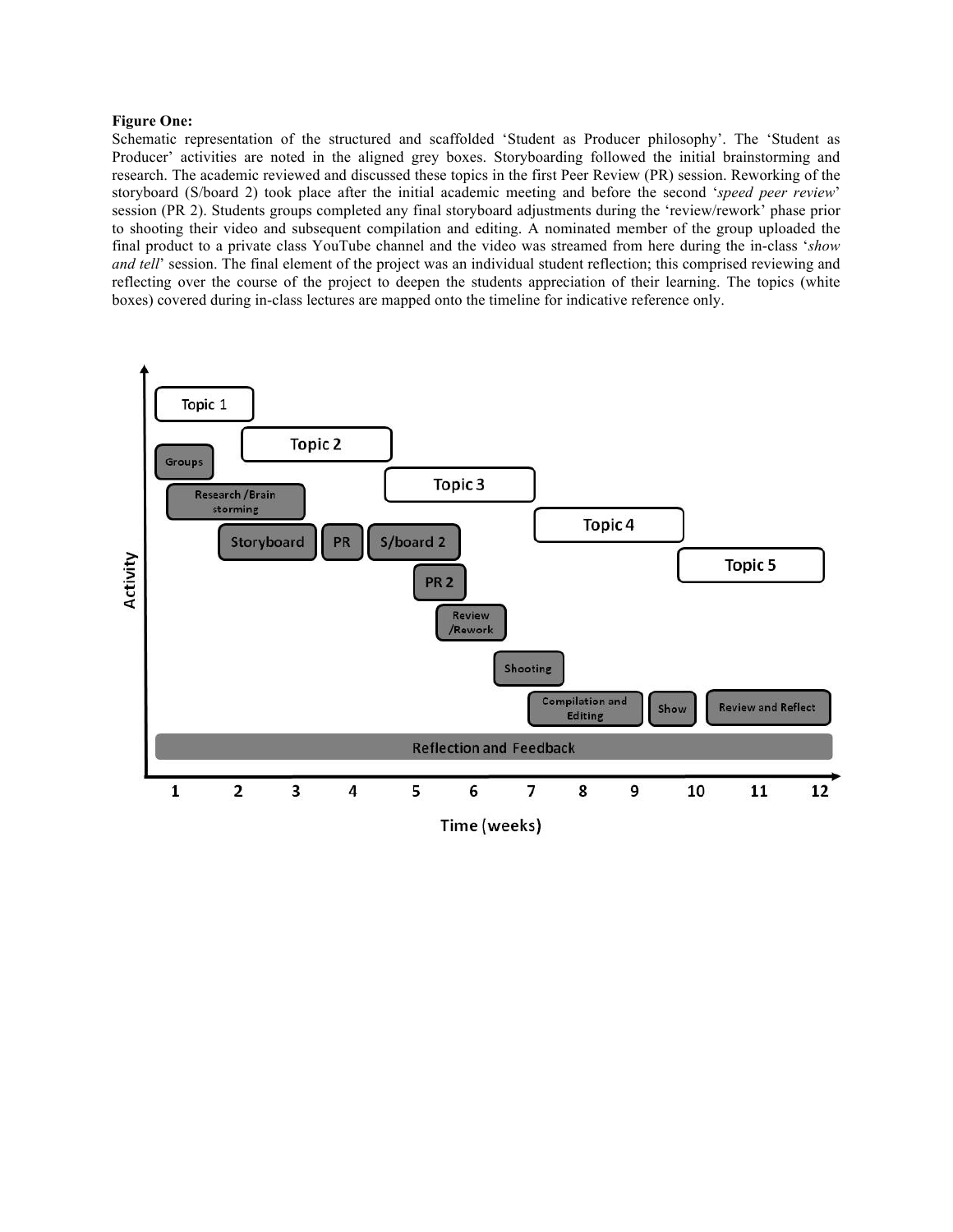**Figure One:**

Schematic representation of the structured and scaffolded 'Student as Producer philosophy'. The 'Student as Producer' activities are noted in the aligned grey boxes. Storyboarding followed the initial brainstorming and research. The academic reviewed and discussed these topics in the first Peer Review (PR) session. Reworking of the storyboard (S/board 2) took place after the initial academic meeting and before the second '*speed peer review*' session (PR 2). Students groups completed any final storyboard adjustments during the 'review/rework' phase prior to shooting their video and subsequent compilation and editing. A nominated member of the group uploaded the final product to a private class YouTube channel and the video was streamed from here during the in-class '*show and tell*' session. The final element of the project was an individual student reflection; this comprised reviewing and reflecting over the course of the project to deepen the students appreciation of their learning. The topics (white boxes) covered during in-class lectures are mapped onto the timeline for indicative reference only.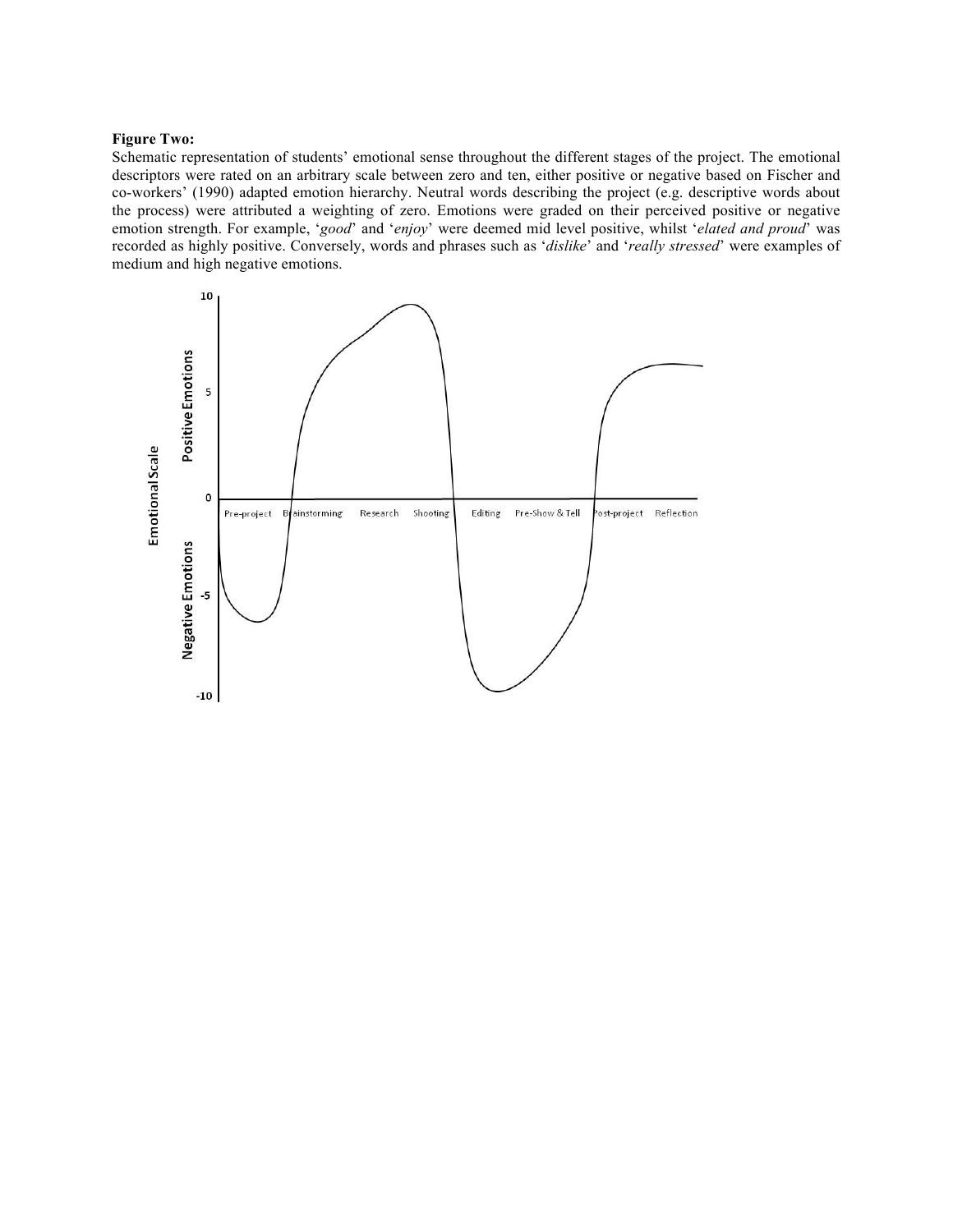**Figure Two:**

Schematic representation of students' emotional sense throughout the different stages of the project. The emotional descriptors were rated on an arbitrary scale between zero and ten, either positive or negative based on Fischer and co-workers' (1990) adapted emotion hierarchy. Neutral words describing the project (e.g. descriptive words about the process) were attributed a weighting of zero. Emotions were graded on their perceived positive or negative emotion strength. For example, '*good*' and '*enjoy*' were deemed mid level positive, whilst '*elated and proud*' was recorded as highly positive. Conversely, words and phrases such as '*dislike*' and '*really stressed*' were examples of medium and high negative emotions.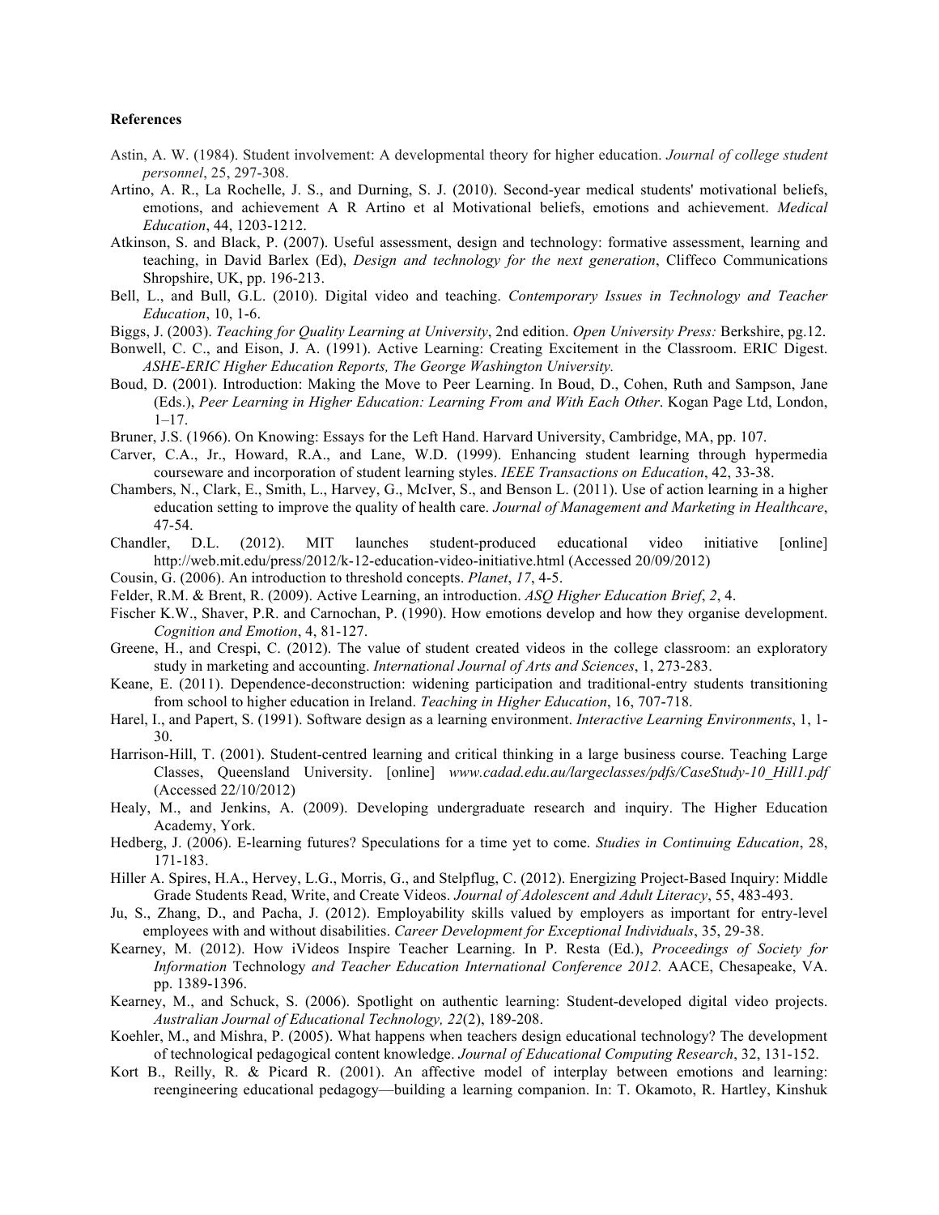**References**

Astin, A. W. (1984). Student involvement: A developmental theory for higher education. *Journal of college student personnel*, 25, 297-308.

Artino, A. R., La Rochelle, J. S., and Durning, S. J. (2010). Second-year medical students' motivational beliefs, emotions, and achievement A R Artino et al Motivational beliefs, emotions and achievement. *Medical Education*, 44, 1203-1212.

Atkinson, S. and Black, P. (2007). Useful assessment, design and technology: formative assessment, learning and teaching, in David Barlex (Ed), *Design and technology for the next generation*, Cliffeco Communications Shropshire, UK, pp. 196-213.

Bell, L., and Bull, G.L. (2010). Digital video and teaching. *Contemporary Issues in Technology and Teacher Education*, 10, 1-6.

Biggs, J. (2003). *Teaching for Quality Learning at University*, 2nd edition. *Open University Press:* Berkshire, pg.12.

Bonwell, C. C., and Eison, J. A. (1991). Active Learning: Creating Excitement in the Classroom. ERIC Digest. *ASHE-ERIC Higher Education Reports, The George Washington University.*

Boud, D. (2001). Introduction: Making the Move to Peer Learning. In Boud, D., Cohen, Ruth and Sampson, Jane (Eds.), *Peer Learning in Higher Education: Learning From and With Each Other*. Kogan Page Ltd, London, 1–17.

Bruner, J.S. (1966). On Knowing: Essays for the Left Hand. Harvard University, Cambridge, MA, pp. 107.

Carver, C.A., Jr., Howard, R.A., and Lane, W.D. (1999). Enhancing student learning through hypermedia courseware and incorporation of student learning styles. *IEEE Transactions on Education*, 42, 33-38.

Chambers, N., Clark, E., Smith, L., Harvey, G., McIver, S., and Benson L. (2011). Use of action learning in a higher education setting to improve the quality of health care. *Journal of Management and Marketing in Healthcare*, 47-54.

Chandler, D.L. (2012). MIT launches student-produced educational video initiative [online] http://web.mit.edu/press/2012/k-12-education-video-initiative.html (Accessed 20/09/2012)

Cousin, G. (2006). An introduction to threshold concepts. *Planet*, *17*, 4-5.

Felder, R.M. & Brent, R. (2009). Active Learning, an introduction. *ASQ Higher Education Brief*, *2*, 4.

Fischer K.W., Shaver, P.R. and Carnochan, P. (1990). How emotions develop and how they organise development. *Cognition and Emotion*, 4, 81-127.

Greene, H., and Crespi, C. (2012). The value of student created videos in the college classroom: an exploratory study in marketing and accounting. *International Journal of Arts and Sciences*, 1, 273-283.

Keane, E. (2011). Dependence-deconstruction: widening participation and traditional-entry students transitioning from school to higher education in Ireland. *Teaching in Higher Education*, 16, 707-718.

Harel, I., and Papert, S. (1991). Software design as a learning environment. *Interactive Learning Environments*, 1, 1-30.

Harrison-Hill, T. (2001). Student-centred learning and critical thinking in a large business course. Teaching Large Classes, Queensland University. [online] *www.cadad.edu.au/largeclasses/pdfs/CaseStudy-10_Hill1.pdf* (Accessed 22/10/2012)

Healy, M., and Jenkins, A. (2009). Developing undergraduate research and inquiry. The Higher Education Academy, York.

Hedberg, J. (2006). E-learning futures? Speculations for a time yet to come. *Studies in Continuing Education*, 28, 171-183.

Hiller A. Spires, H.A., Hervey, L.G., Morris, G., and Stelpflug, C. (2012). Energizing Project-Based Inquiry: Middle Grade Students Read, Write, and Create Videos. *Journal of Adolescent and Adult Literacy*, 55, 483-493.

Ju, S., Zhang, D., and Pacha, J. (2012). Employability skills valued by employers as important for entry-level employees with and without disabilities. *Career Development for Exceptional Individuals*, 35, 29-38.

Kearney, M. (2012). How iVideos Inspire Teacher Learning. In P. Resta (Ed.), *Proceedings of Society for Information* Technology *and Teacher Education International Conference 2012.* AACE, Chesapeake, VA. pp. 1389-1396.

Kearney, M., and Schuck, S. (2006). Spotlight on authentic learning: Student-developed digital video projects. *Australian Journal of Educational Technology, 22*(2), 189-208.

Koehler, M., and Mishra, P. (2005). What happens when teachers design educational technology? The development of technological pedagogical content knowledge. *Journal of Educational Computing Research*, 32, 131-152.

Kort B., Reilly, R. & Picard R. (2001). An affective model of interplay between emotions and learning: reengineering educational pedagogy—building a learning companion. In: T. Okamoto, R. Hartley, Kinshuk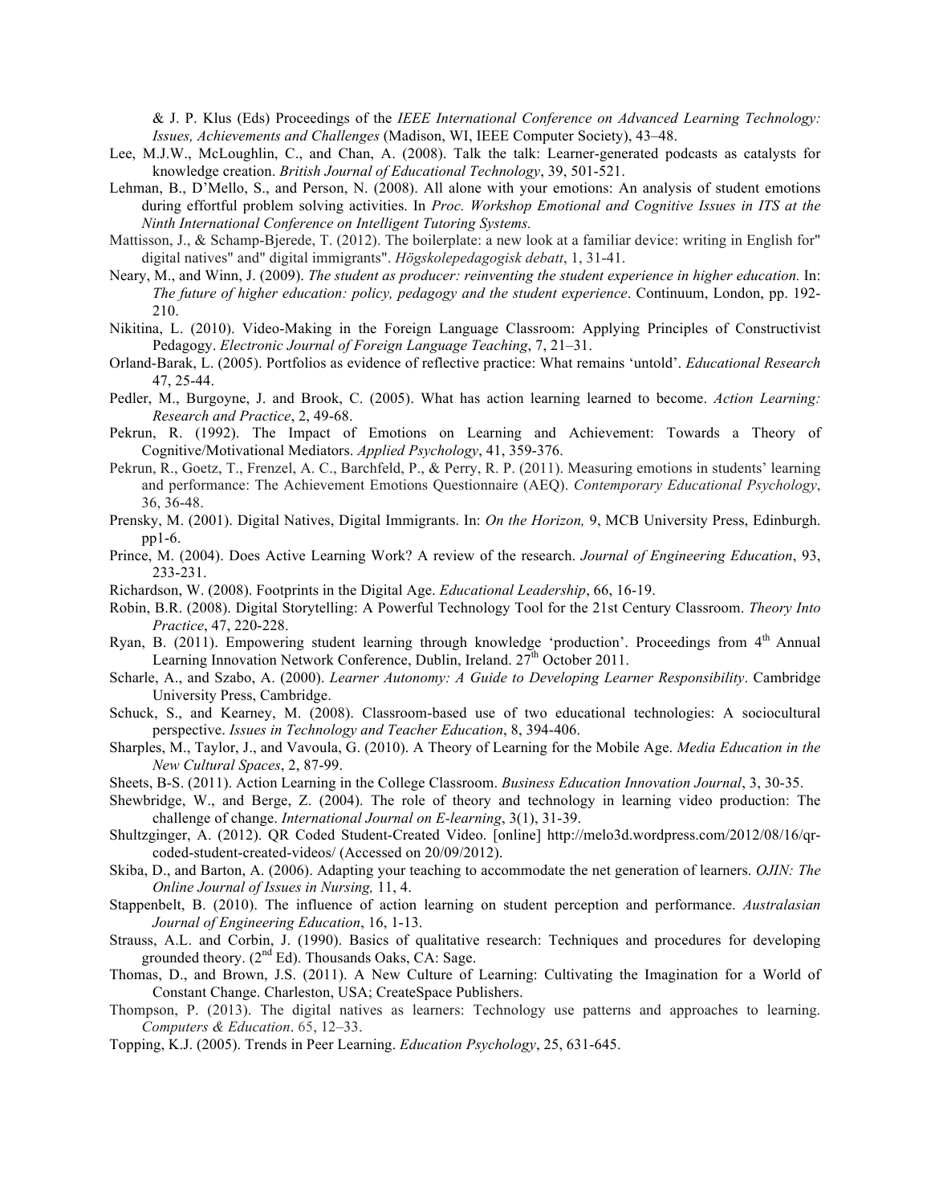& J. P. Klus (Eds) Proceedings of the *IEEE International Conference on Advanced Learning Technology: Issues, Achievements and Challenges* (Madison, WI, IEEE Computer Society), 43–48.

Lee, M.J.W., McLoughlin, C., and Chan, A. (2008). Talk the talk: Learner-generated podcasts as catalysts for knowledge creation. *British Journal of Educational Technology*, 39, 501-521.

Lehman, B., D'Mello, S., and Person, N. (2008). All alone with your emotions: An analysis of student emotions during effortful problem solving activities. In *Proc. Workshop Emotional and Cognitive Issues in ITS at the Ninth International Conference on Intelligent Tutoring Systems.*

Mattisson, J., & Schamp-Bjerede, T. (2012). The boilerplate: a new look at a familiar device: writing in English for" digital natives" and" digital immigrants". *Högskolepedagogisk debatt*, 1, 31-41.

Neary, M., and Winn, J. (2009). *The student as producer: reinventing the student experience in higher education.* In: *The future of higher education: policy, pedagogy and the student experience*. Continuum, London, pp. 192-210.

Nikitina, L. (2010). Video-Making in the Foreign Language Classroom: Applying Principles of Constructivist Pedagogy. *Electronic Journal of Foreign Language Teaching*, 7, 21–31.

Orland-Barak, L. (2005). Portfolios as evidence of reflective practice: What remains 'untold'. *Educational Research* 47, 25-44.

Pedler, M., Burgoyne, J. and Brook, C. (2005). What has action learning learned to become. *Action Learning: Research and Practice*, 2, 49-68.

Pekrun, R. (1992). The Impact of Emotions on Learning and Achievement: Towards a Theory of Cognitive/Motivational Mediators. *Applied Psychology*, 41, 359-376.

Pekrun, R., Goetz, T., Frenzel, A. C., Barchfeld, P., & Perry, R. P. (2011). Measuring emotions in students' learning and performance: The Achievement Emotions Questionnaire (AEQ). *Contemporary Educational Psychology*, 36, 36-48.

Prensky, M. (2001). Digital Natives, Digital Immigrants. In: *On the Horizon,* 9, MCB University Press, Edinburgh. pp1-6.

Prince, M. (2004). Does Active Learning Work? A review of the research. *Journal of Engineering Education*, 93, 233-231.

Richardson, W. (2008). Footprints in the Digital Age. *Educational Leadership*, 66, 16-19.

Robin, B.R. (2008). Digital Storytelling: A Powerful Technology Tool for the 21st Century Classroom. *Theory Into Practice*, 47, 220-228.

Ryan, B. (2011). Empowering student learning through knowledge 'production'. Proceedings from 4th Annual Learning Innovation Network Conference, Dublin, Ireland. 27th October 2011.

Scharle, A., and Szabo, A. (2000). *Learner Autonomy: A Guide to Developing Learner Responsibility*. Cambridge University Press, Cambridge.

Schuck, S., and Kearney, M. (2008). Classroom-based use of two educational technologies: A sociocultural perspective. *Issues in Technology and Teacher Education*, 8, 394-406.

Sharples, M., Taylor, J., and Vavoula, G. (2010). A Theory of Learning for the Mobile Age. *Media Education in the New Cultural Spaces*, 2, 87-99.

Sheets, B-S. (2011). Action Learning in the College Classroom. *Business Education Innovation Journal*, 3, 30-35.

Shewbridge, W., and Berge, Z. (2004). The role of theory and technology in learning video production: The challenge of change. *International Journal on E-learning*, 3(1), 31-39.

Shultzginger, A. (2012). QR Coded Student-Created Video. [online] http://melo3d.wordpress.com/2012/08/16/qr-coded-student-created-videos/ (Accessed on 20/09/2012).

Skiba, D., and Barton, A. (2006). Adapting your teaching to accommodate the net generation of learners. *OJIN: The Online Journal of Issues in Nursing,* 11, 4.

Stappenbelt, B. (2010). The influence of action learning on student perception and performance. *Australasian Journal of Engineering Education*, 16, 1-13.

Strauss, A.L. and Corbin, J. (1990). Basics of qualitative research: Techniques and procedures for developing grounded theory. (2nd Ed). Thousands Oaks, CA: Sage.

Thomas, D., and Brown, J.S. (2011). A New Culture of Learning: Cultivating the Imagination for a World of Constant Change. Charleston, USA; CreateSpace Publishers.

Thompson, P. (2013). The digital natives as learners: Technology use patterns and approaches to learning. *Computers & Education*. 65, 12–33.

Topping, K.J. (2005). Trends in Peer Learning. *Education Psychology*, 25, 631-645.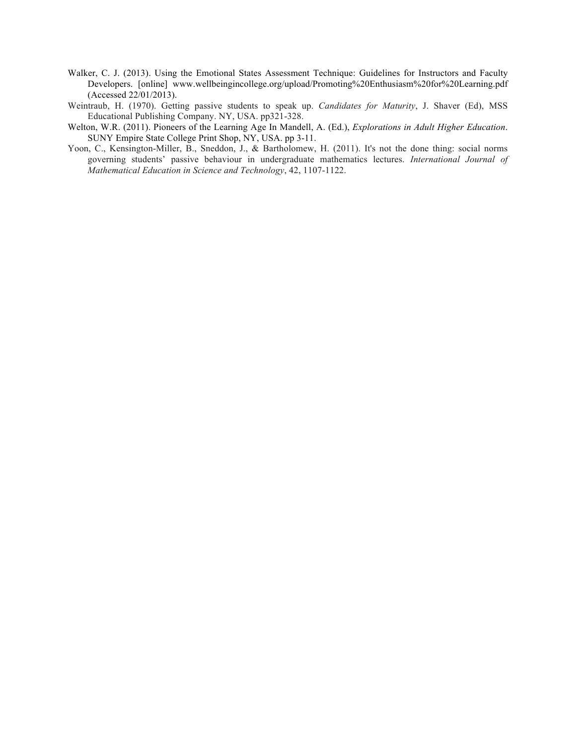Walker, C. J. (2013). Using the Emotional States Assessment Technique: Guidelines for Instructors and Faculty Developers. [online] www.wellbeingincollege.org/upload/Promoting%20Enthusiasm%20for%20Learning.pdf (Accessed 22/01/2013).

Weintraub, H. (1970). Getting passive students to speak up. *Candidates for Maturity*, J. Shaver (Ed), MSS Educational Publishing Company. NY, USA. pp321-328.

Welton, W.R. (2011). Pioneers of the Learning Age In Mandell, A. (Ed.), *Explorations in Adult Higher Education*. SUNY Empire State College Print Shop, NY, USA. pp 3-11.

Yoon, C., Kensington-Miller, B., Sneddon, J., & Bartholomew, H. (2011). It's not the done thing: social norms governing students' passive behaviour in undergraduate mathematics lectures. *International Journal of Mathematical Education in Science and Technology*, 42, 1107-1122.